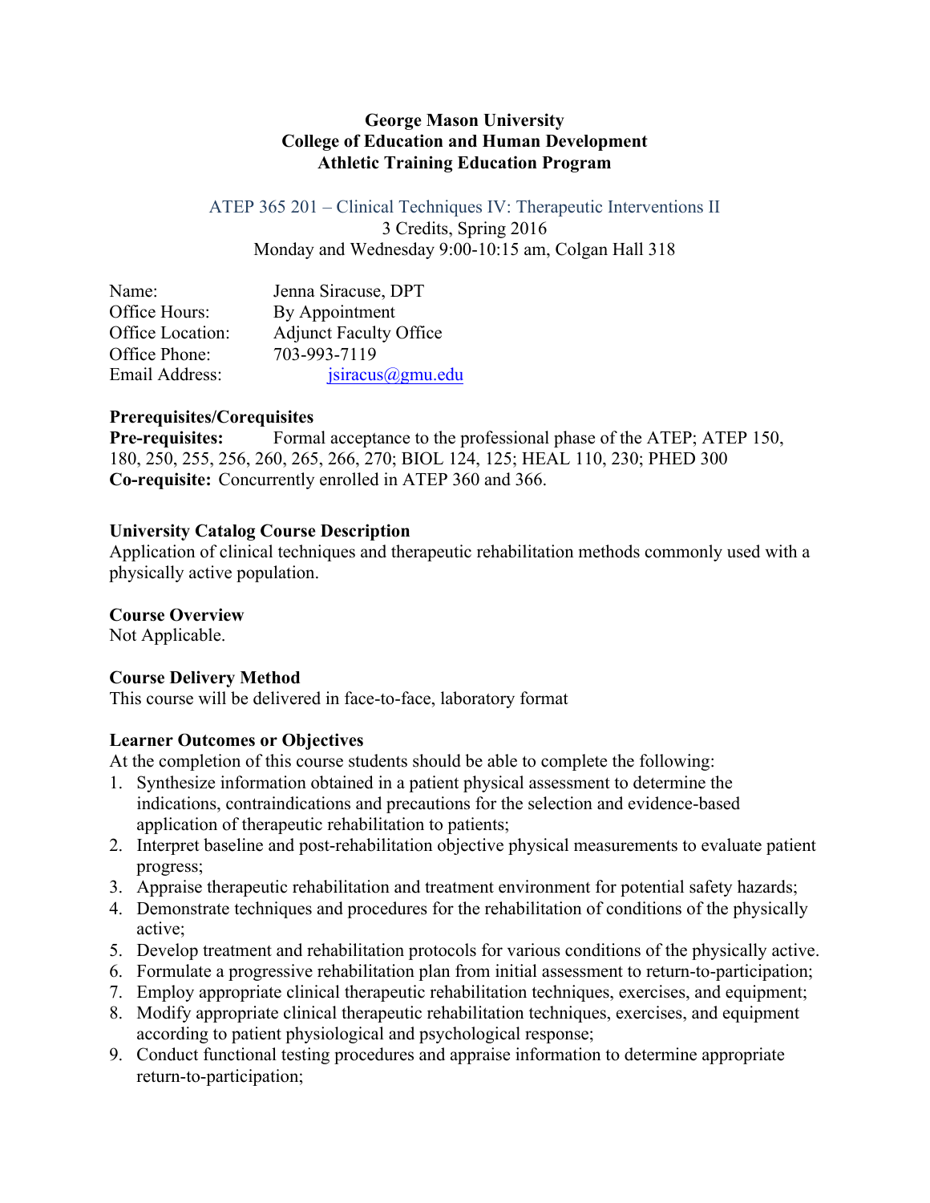**George Mason University**
**College of Education and Human Development**
**Athletic Training Education Program**

ATEP 365 201 – Clinical Techniques IV: Therapeutic Interventions II
3 Credits, Spring 2016
Monday and Wednesday 9:00-10:15 am, Colgan Hall 318

| | |
|---|---|
| Name: | Jenna Siracuse, DPT |
| Office Hours: | By Appointment |
| Office Location: | Adjunct Faculty Office |
| Office Phone: | 703-993-7119 |
| Email Address: | jsiracus@gmu.edu |

**Prerequisites/Corequisites**

**Pre-requisites:** Formal acceptance to the professional phase of the ATEP; ATEP 150, 180, 250, 255, 256, 260, 265, 266, 270; BIOL 124, 125; HEAL 110, 230; PHED 300

**Co-requisite:** Concurrently enrolled in ATEP 360 and 366.

**University Catalog Course Description**

Application of clinical techniques and therapeutic rehabilitation methods commonly used with a physically active population.

**Course Overview**

Not Applicable.

**Course Delivery Method**

This course will be delivered in face-to-face, laboratory format

**Learner Outcomes or Objectives**

At the completion of this course students should be able to complete the following:

1. Synthesize information obtained in a patient physical assessment to determine the indications, contraindications and precautions for the selection and evidence-based application of therapeutic rehabilitation to patients;
2. Interpret baseline and post-rehabilitation objective physical measurements to evaluate patient progress;
3. Appraise therapeutic rehabilitation and treatment environment for potential safety hazards;
4. Demonstrate techniques and procedures for the rehabilitation of conditions of the physically active;
5. Develop treatment and rehabilitation protocols for various conditions of the physically active.
6. Formulate a progressive rehabilitation plan from initial assessment to return-to-participation;
7. Employ appropriate clinical therapeutic rehabilitation techniques, exercises, and equipment;
8. Modify appropriate clinical therapeutic rehabilitation techniques, exercises, and equipment according to patient physiological and psychological response;
9. Conduct functional testing procedures and appraise information to determine appropriate return-to-participation;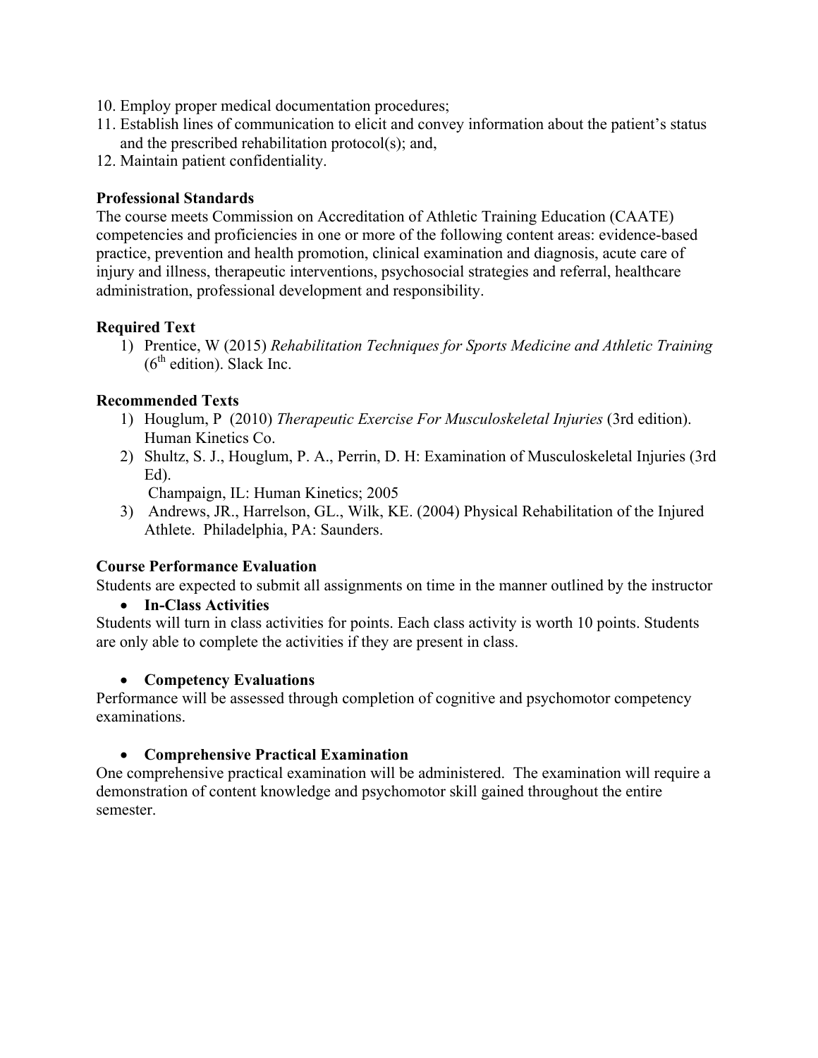10. Employ proper medical documentation procedures;
11. Establish lines of communication to elicit and convey information about the patient's status and the prescribed rehabilitation protocol(s); and,
12. Maintain patient confidentiality.

**Professional Standards**

The course meets Commission on Accreditation of Athletic Training Education (CAATE) competencies and proficiencies in one or more of the following content areas: evidence-based practice, prevention and health promotion, clinical examination and diagnosis, acute care of injury and illness, therapeutic interventions, psychosocial strategies and referral, healthcare administration, professional development and responsibility.

**Required Text**

1) Prentice, W (2015) *Rehabilitation Techniques for Sports Medicine and Athletic Training* (6th edition). Slack Inc.

**Recommended Texts**

1) Houglum, P (2010) *Therapeutic Exercise For Musculoskeletal Injuries* (3rd edition). Human Kinetics Co.
2) Shultz, S. J., Houglum, P. A., Perrin, D. H: Examination of Musculoskeletal Injuries (3rd Ed).
   Champaign, IL: Human Kinetics; 2005
3) Andrews, JR., Harrelson, GL., Wilk, KE. (2004) Physical Rehabilitation of the Injured Athlete. Philadelphia, PA: Saunders.

**Course Performance Evaluation**

Students are expected to submit all assignments on time in the manner outlined by the instructor

- **In-Class Activities**

Students will turn in class activities for points. Each class activity is worth 10 points. Students are only able to complete the activities if they are present in class.

- **Competency Evaluations**

Performance will be assessed through completion of cognitive and psychomotor competency examinations.

- **Comprehensive Practical Examination**

One comprehensive practical examination will be administered. The examination will require a demonstration of content knowledge and psychomotor skill gained throughout the entire semester.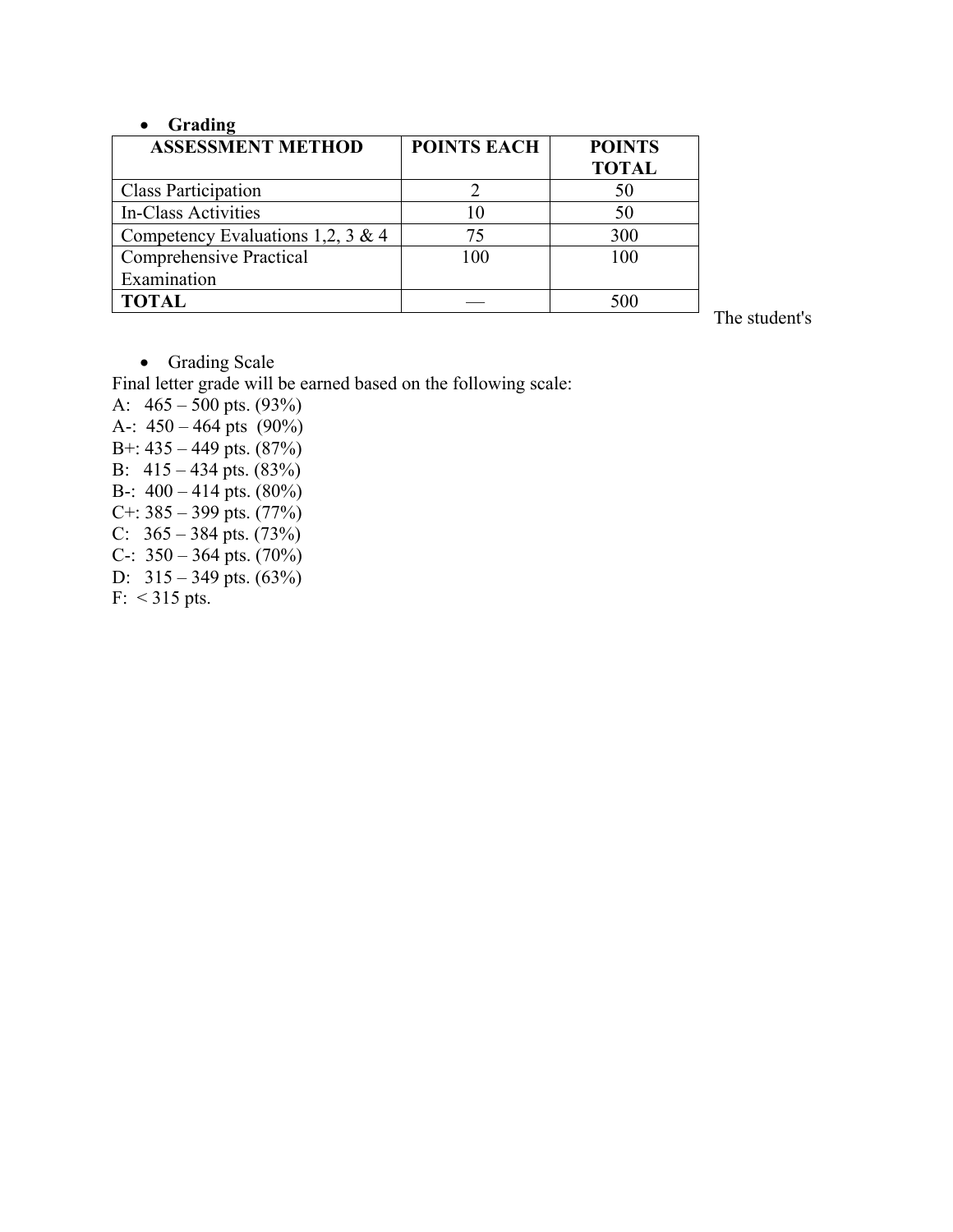- **Grading**

| ASSESSMENT METHOD | POINTS EACH | POINTS TOTAL |
|---|---|---|
| Class Participation | 2 | 50 |
| In-Class Activities | 10 | 50 |
| Competency Evaluations 1,2, 3 & 4 | 75 | 300 |
| Comprehensive Practical Examination | 100 | 100 |
| **TOTAL** | — | 500 |

The student's

- Grading Scale

Final letter grade will be earned based on the following scale:

A: 465 – 500 pts. (93%)
A-: 450 – 464 pts (90%)
B+: 435 – 449 pts. (87%)
B: 415 – 434 pts. (83%)
B-: 400 – 414 pts. (80%)
C+: 385 – 399 pts. (77%)
C: 365 – 384 pts. (73%)
C-: 350 – 364 pts. (70%)
D: 315 – 349 pts. (63%)
F: < 315 pts.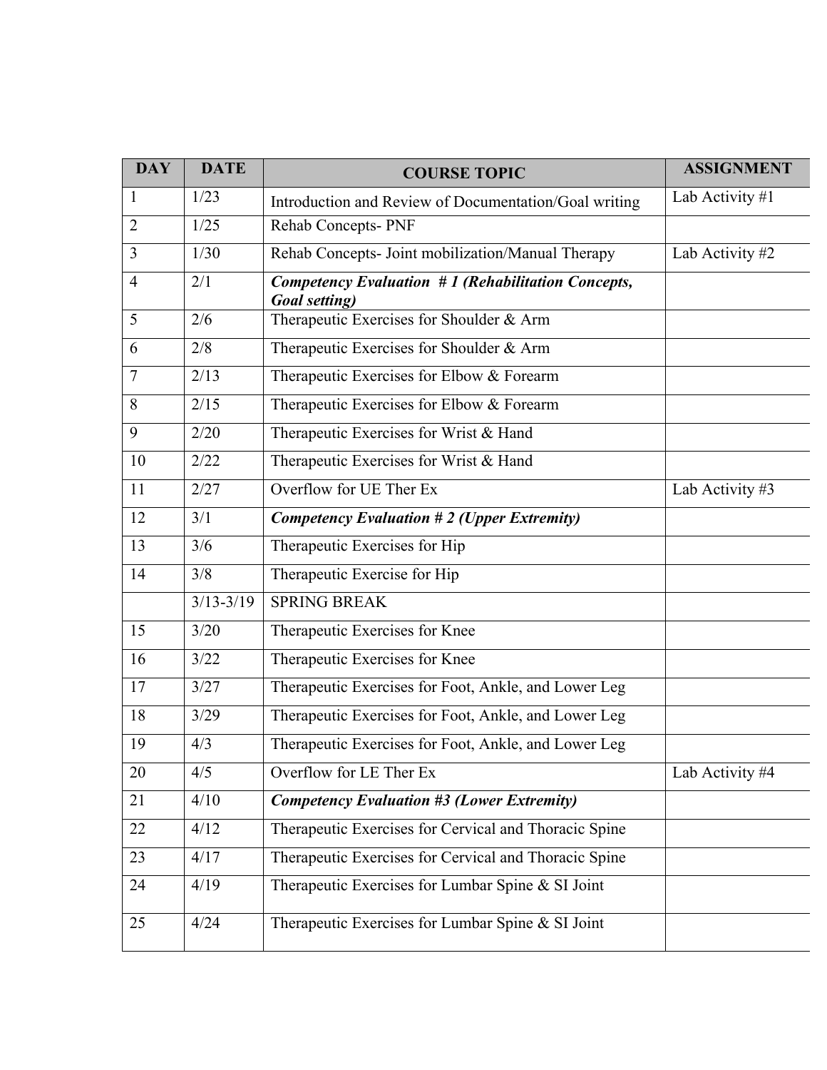| DAY | DATE | COURSE TOPIC | ASSIGNMENT |
|---|---|---|---|
| 1 | 1/23 | Introduction and Review of Documentation/Goal writing | Lab Activity #1 |
| 2 | 1/25 | Rehab Concepts- PNF | |
| 3 | 1/30 | Rehab Concepts- Joint mobilization/Manual Therapy | Lab Activity #2 |
| 4 | 2/1 | ***Competency Evaluation # 1 (Rehabilitation Concepts, Goal setting)*** | |
| 5 | 2/6 | Therapeutic Exercises for Shoulder & Arm | |
| 6 | 2/8 | Therapeutic Exercises for Shoulder & Arm | |
| 7 | 2/13 | Therapeutic Exercises for Elbow & Forearm | |
| 8 | 2/15 | Therapeutic Exercises for Elbow & Forearm | |
| 9 | 2/20 | Therapeutic Exercises for Wrist & Hand | |
| 10 | 2/22 | Therapeutic Exercises for Wrist & Hand | |
| 11 | 2/27 | Overflow for UE Ther Ex | Lab Activity #3 |
| 12 | 3/1 | ***Competency Evaluation # 2 (Upper Extremity)*** | |
| 13 | 3/6 | Therapeutic Exercises for Hip | |
| 14 | 3/8 | Therapeutic Exercise for Hip | |
| | 3/13-3/19 | SPRING BREAK | |
| 15 | 3/20 | Therapeutic Exercises for Knee | |
| 16 | 3/22 | Therapeutic Exercises for Knee | |
| 17 | 3/27 | Therapeutic Exercises for Foot, Ankle, and Lower Leg | |
| 18 | 3/29 | Therapeutic Exercises for Foot, Ankle, and Lower Leg | |
| 19 | 4/3 | Therapeutic Exercises for Foot, Ankle, and Lower Leg | |
| 20 | 4/5 | Overflow for LE Ther Ex | Lab Activity #4 |
| 21 | 4/10 | ***Competency Evaluation #3 (Lower Extremity)*** | |
| 22 | 4/12 | Therapeutic Exercises for Cervical and Thoracic Spine | |
| 23 | 4/17 | Therapeutic Exercises for Cervical and Thoracic Spine | |
| 24 | 4/19 | Therapeutic Exercises for Lumbar Spine & SI Joint | |
| 25 | 4/24 | Therapeutic Exercises for Lumbar Spine & SI Joint | |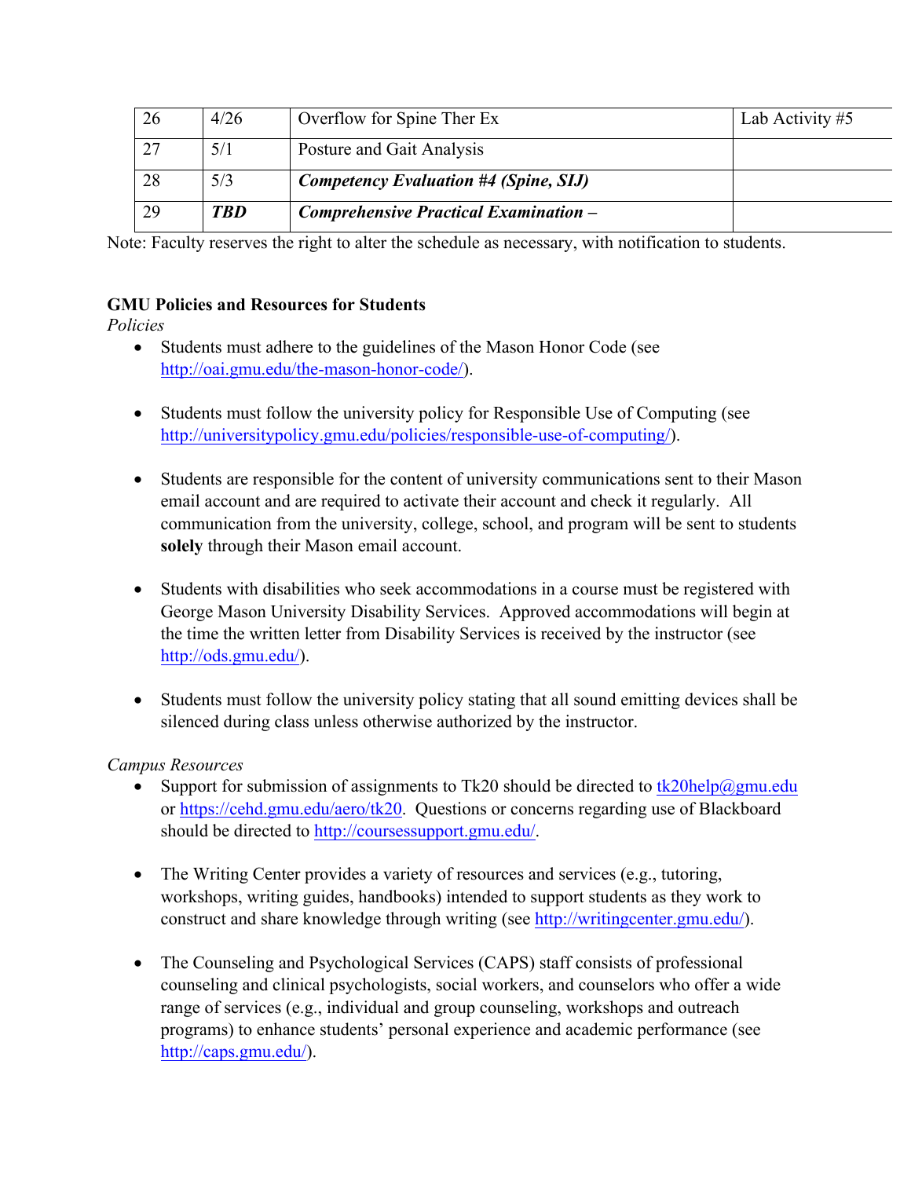| | | | |
|---|---|---|---|
| 26 | 4/26 | Overflow for Spine Ther Ex | Lab Activity #5 |
| 27 | 5/1 | Posture and Gait Analysis | |
| 28 | 5/3 | ***Competency Evaluation #4 (Spine, SIJ)*** | |
| 29 | ***TBD*** | ***Comprehensive Practical Examination –*** | |

Note: Faculty reserves the right to alter the schedule as necessary, with notification to students.

**GMU Policies and Resources for Students**

*Policies*

- Students must adhere to the guidelines of the Mason Honor Code (see http://oai.gmu.edu/the-mason-honor-code/).

- Students must follow the university policy for Responsible Use of Computing (see http://universitypolicy.gmu.edu/policies/responsible-use-of-computing/).

- Students are responsible for the content of university communications sent to their Mason email account and are required to activate their account and check it regularly. All communication from the university, college, school, and program will be sent to students **solely** through their Mason email account.

- Students with disabilities who seek accommodations in a course must be registered with George Mason University Disability Services. Approved accommodations will begin at the time the written letter from Disability Services is received by the instructor (see http://ods.gmu.edu/).

- Students must follow the university policy stating that all sound emitting devices shall be silenced during class unless otherwise authorized by the instructor.

*Campus Resources*

- Support for submission of assignments to Tk20 should be directed to tk20help@gmu.edu or https://cehd.gmu.edu/aero/tk20. Questions or concerns regarding use of Blackboard should be directed to http://coursessupport.gmu.edu/.

- The Writing Center provides a variety of resources and services (e.g., tutoring, workshops, writing guides, handbooks) intended to support students as they work to construct and share knowledge through writing (see http://writingcenter.gmu.edu/).

- The Counseling and Psychological Services (CAPS) staff consists of professional counseling and clinical psychologists, social workers, and counselors who offer a wide range of services (e.g., individual and group counseling, workshops and outreach programs) to enhance students' personal experience and academic performance (see http://caps.gmu.edu/).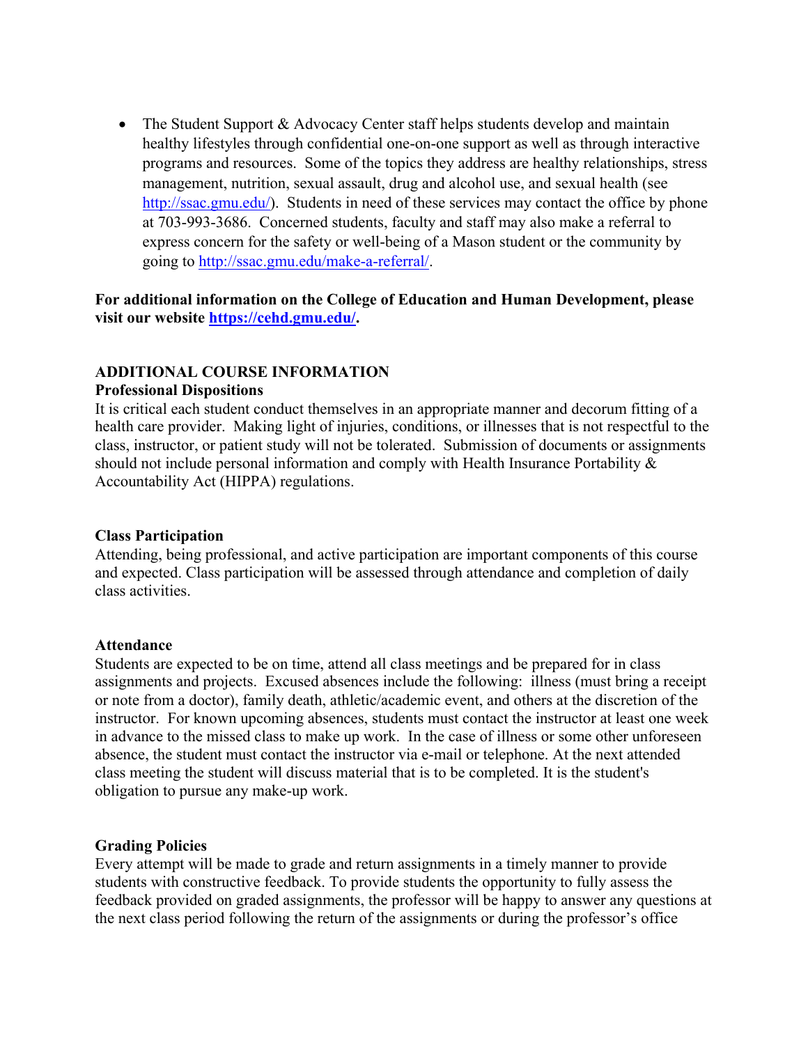- The Student Support & Advocacy Center staff helps students develop and maintain healthy lifestyles through confidential one-on-one support as well as through interactive programs and resources. Some of the topics they address are healthy relationships, stress management, nutrition, sexual assault, drug and alcohol use, and sexual health (see http://ssac.gmu.edu/). Students in need of these services may contact the office by phone at 703-993-3686. Concerned students, faculty and staff may also make a referral to express concern for the safety or well-being of a Mason student or the community by going to http://ssac.gmu.edu/make-a-referral/.

**For additional information on the College of Education and Human Development, please visit our website https://cehd.gmu.edu/.**

## ADDITIONAL COURSE INFORMATION

### Professional Dispositions

It is critical each student conduct themselves in an appropriate manner and decorum fitting of a health care provider. Making light of injuries, conditions, or illnesses that is not respectful to the class, instructor, or patient study will not be tolerated. Submission of documents or assignments should not include personal information and comply with Health Insurance Portability & Accountability Act (HIPPA) regulations.

### Class Participation

Attending, being professional, and active participation are important components of this course and expected. Class participation will be assessed through attendance and completion of daily class activities.

### Attendance

Students are expected to be on time, attend all class meetings and be prepared for in class assignments and projects. Excused absences include the following: illness (must bring a receipt or note from a doctor), family death, athletic/academic event, and others at the discretion of the instructor. For known upcoming absences, students must contact the instructor at least one week in advance to the missed class to make up work. In the case of illness or some other unforeseen absence, the student must contact the instructor via e-mail or telephone. At the next attended class meeting the student will discuss material that is to be completed. It is the student's obligation to pursue any make-up work.

### Grading Policies

Every attempt will be made to grade and return assignments in a timely manner to provide students with constructive feedback. To provide students the opportunity to fully assess the feedback provided on graded assignments, the professor will be happy to answer any questions at the next class period following the return of the assignments or during the professor's office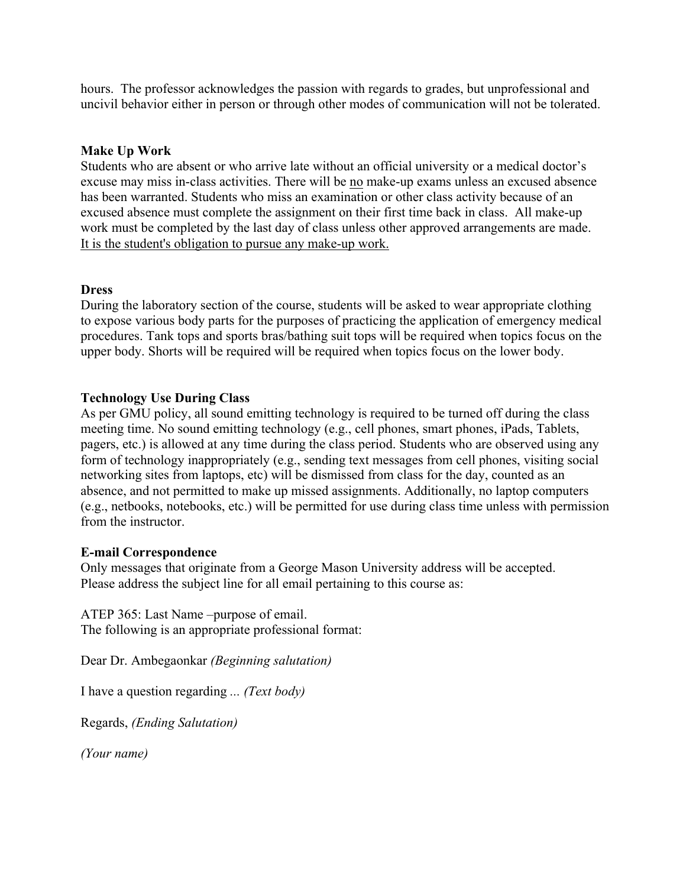hours. The professor acknowledges the passion with regards to grades, but unprofessional and uncivil behavior either in person or through other modes of communication will not be tolerated.

**Make Up Work**

Students who are absent or who arrive late without an official university or a medical doctor's excuse may miss in-class activities. There will be <u>no</u> make-up exams unless an excused absence has been warranted. Students who miss an examination or other class activity because of an excused absence must complete the assignment on their first time back in class. All make-up work must be completed by the last day of class unless other approved arrangements are made. <u>It is the student's obligation to pursue any make-up work.</u>

**Dress**

During the laboratory section of the course, students will be asked to wear appropriate clothing to expose various body parts for the purposes of practicing the application of emergency medical procedures. Tank tops and sports bras/bathing suit tops will be required when topics focus on the upper body. Shorts will be required will be required when topics focus on the lower body.

**Technology Use During Class**

As per GMU policy, all sound emitting technology is required to be turned off during the class meeting time. No sound emitting technology (e.g., cell phones, smart phones, iPads, Tablets, pagers, etc.) is allowed at any time during the class period. Students who are observed using any form of technology inappropriately (e.g., sending text messages from cell phones, visiting social networking sites from laptops, etc) will be dismissed from class for the day, counted as an absence, and not permitted to make up missed assignments. Additionally, no laptop computers (e.g., netbooks, notebooks, etc.) will be permitted for use during class time unless with permission from the instructor.

**E-mail Correspondence**

Only messages that originate from a George Mason University address will be accepted. Please address the subject line for all email pertaining to this course as:

ATEP 365: Last Name –purpose of email.
The following is an appropriate professional format:

Dear Dr. Ambegaonkar *(Beginning salutation)*

I have a question regarding ... *(Text body)*

Regards, *(Ending Salutation)*

*(Your name)*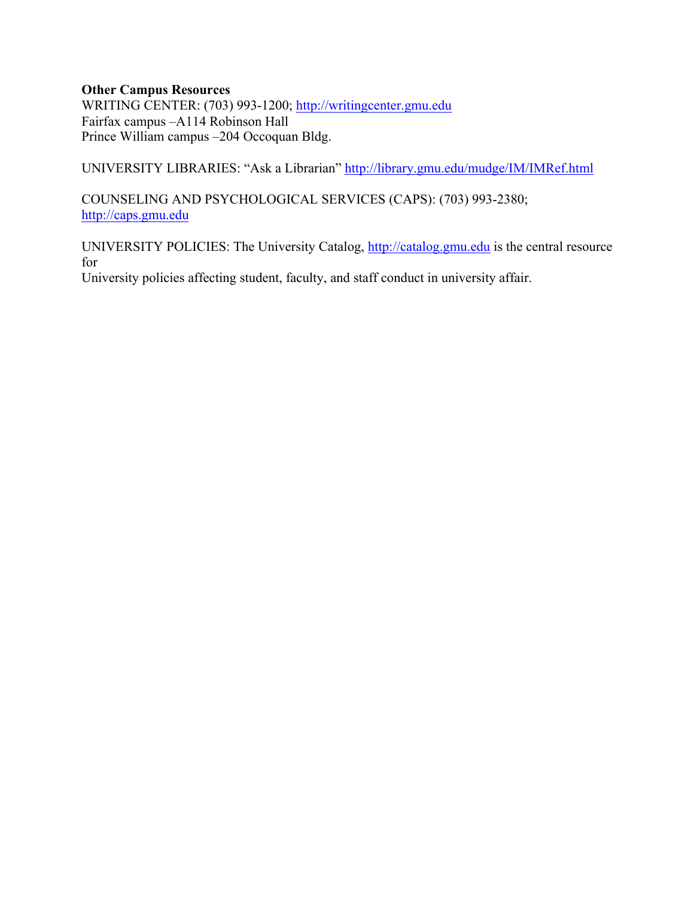**Other Campus Resources**

WRITING CENTER: (703) 993-1200; http://writingcenter.gmu.edu
Fairfax campus –A114 Robinson Hall
Prince William campus –204 Occoquan Bldg.

UNIVERSITY LIBRARIES: "Ask a Librarian" http://library.gmu.edu/mudge/IM/IMRef.html

COUNSELING AND PSYCHOLOGICAL SERVICES (CAPS): (703) 993-2380; http://caps.gmu.edu

UNIVERSITY POLICIES: The University Catalog, http://catalog.gmu.edu is the central resource for University policies affecting student, faculty, and staff conduct in university affair.